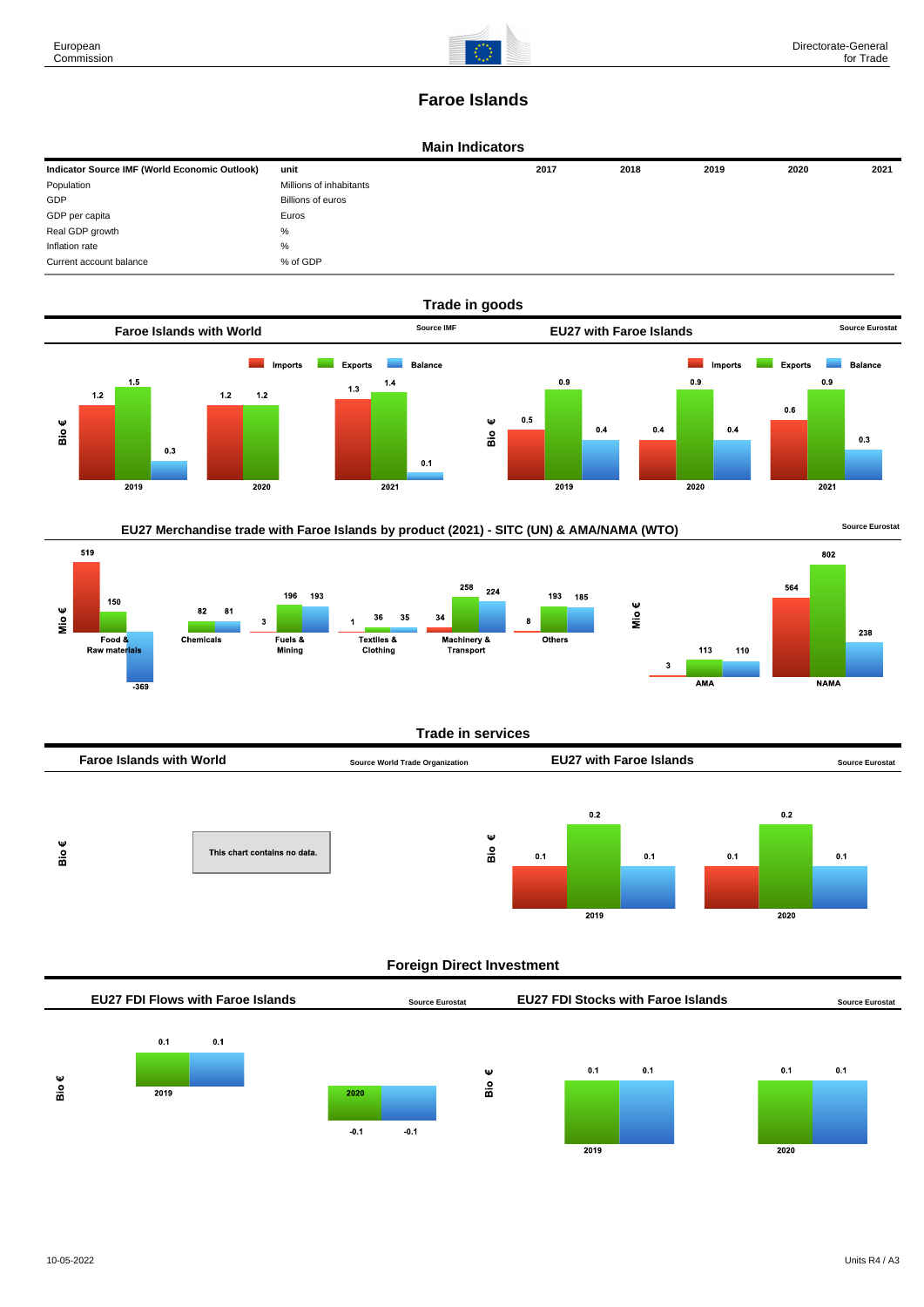European Commission

Directorate-General for Trade

# Faroe Islands

## Main Indicators

| Indicator Source IMF (World Economic Outlook) | unit | 2017 | 2018 | 2019 | 2020 | 2021 |
|---|---|---|---|---|---|---|
| Population | Millions of inhabitants | | | | | |
| GDP | Billions of euros | | | | | |
| GDP per capita | Euros | | | | | |
| Real GDP growth | % | | | | | |
| Inflation rate | % | | | | | |
| Current account balance | % of GDP | | | | | |

## Trade in goods

### Faroe Islands with World

Source IMF

Bio €

| | Imports | Exports | Balance |
|---|---|---|---|
| 2019 | 1.2 | 1.5 | 0.3 |
| 2020 | 1.2 | 1.2 | |
| 2021 | 1.3 | 1.4 | 0.1 |

### EU27 with Faroe Islands

Source Eurostat

Bio €

| | Imports | Exports | Balance |
|---|---|---|---|
| 2019 | 0.5 | 0.9 | 0.4 |
| 2020 | 0.4 | 0.9 | 0.4 |
| 2021 | 0.6 | 0.9 | 0.3 |

### EU27 Merchandise trade with Faroe Islands by product (2021) - SITC (UN) & AMA/NAMA (WTO)

Source Eurostat

Mio €

| | Imports | Exports | Balance |
|---|---|---|---|
| Food & Raw materials | 519 | 150 | -369 |
| Chemicals | | 82 | 81 |
| Fuels & Mining | 3 | 196 | 193 |
| Textiles & Clothing | 1 | 36 | 35 |
| Machinery & Transport | 34 | 258 | 224 |
| Others | 8 | 193 | 185 |

Mio €

| | Imports | Exports | Balance |
|---|---|---|---|
| AMA | 3 | 113 | 110 |
| NAMA | 564 | 802 | 238 |

## Trade in services

### Faroe Islands with World

Source World Trade Organization

Bio €

This chart contains no data.

### EU27 with Faroe Islands

Source Eurostat

Bio €

| | Imports | Exports | Balance |
|---|---|---|---|
| 2019 | 0.1 | 0.2 | 0.1 |
| 2020 | 0.1 | 0.2 | 0.1 |

## Foreign Direct Investment

### EU27 FDI Flows with Faroe Islands

Source Eurostat

Bio €

| | | |
|---|---|---|
| 2019 | 0.1 | 0.1 |
| 2020 | -0.1 | -0.1 |

### EU27 FDI Stocks with Faroe Islands

Source Eurostat

Bio €

| | | |
|---|---|---|
| 2019 | 0.1 | 0.1 |
| 2020 | 0.1 | 0.1 |

10-05-2022

Units R4 / A3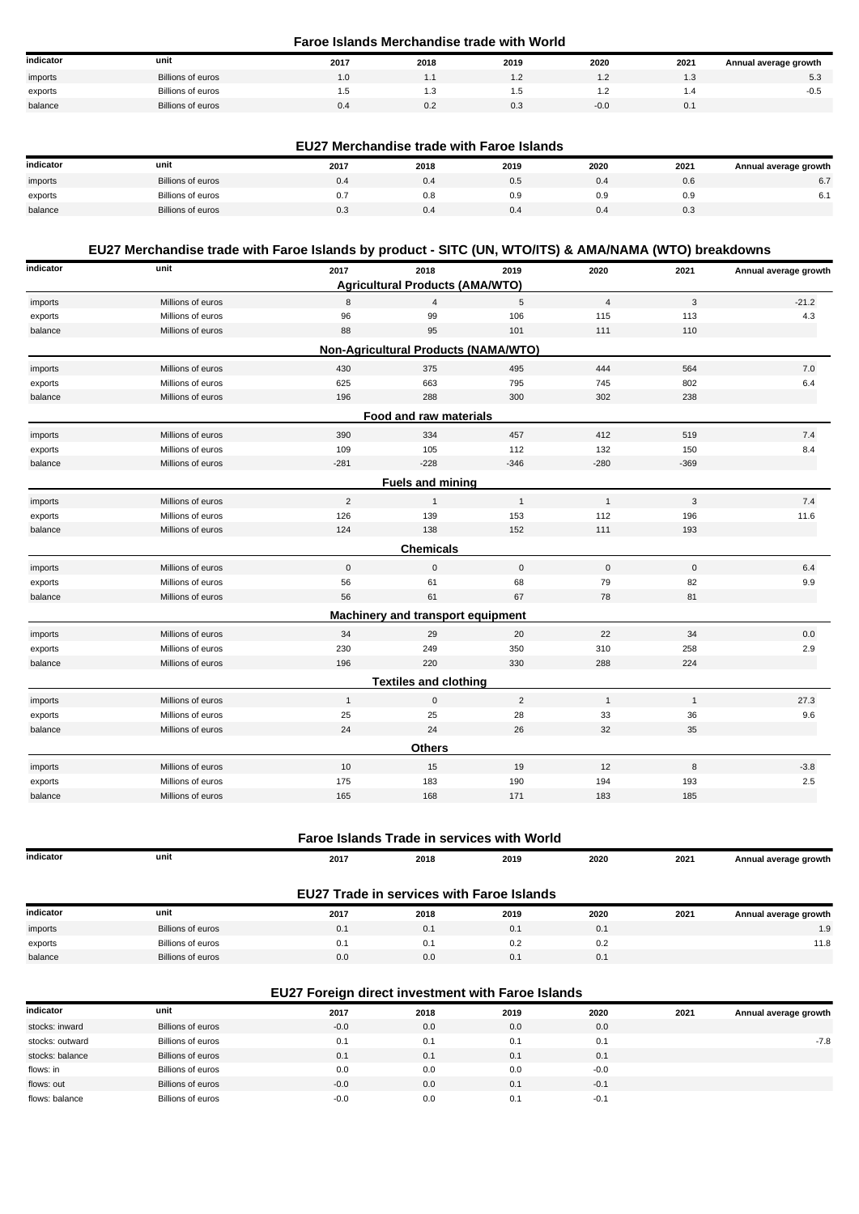### Faroe Islands Merchandise trade with World

| indicator | unit | 2017 | 2018 | 2019 | 2020 | 2021 | Annual average growth |
|---|---|---|---|---|---|---|---|
| imports | Billions of euros | 1.0 | 1.1 | 1.2 | 1.2 | 1.3 | 5.3 |
| exports | Billions of euros | 1.5 | 1.3 | 1.5 | 1.2 | 1.4 | -0.5 |
| balance | Billions of euros | 0.4 | 0.2 | 0.3 | -0.0 | 0.1 | |

### EU27 Merchandise trade with Faroe Islands

| indicator | unit | 2017 | 2018 | 2019 | 2020 | 2021 | Annual average growth |
|---|---|---|---|---|---|---|---|
| imports | Billions of euros | 0.4 | 0.4 | 0.5 | 0.4 | 0.6 | 6.7 |
| exports | Billions of euros | 0.7 | 0.8 | 0.9 | 0.9 | 0.9 | 6.1 |
| balance | Billions of euros | 0.3 | 0.4 | 0.4 | 0.4 | 0.3 | |

### EU27 Merchandise trade with Faroe Islands by product - SITC (UN, WTO/ITS) & AMA/NAMA (WTO) breakdowns

| indicator | unit | 2017 | 2018 | 2019 | 2020 | 2021 | Annual average growth |
|---|---|---|---|---|---|---|---|
| | | | **Agricultural Products (AMA/WTO)** | | | | |
| imports | Millions of euros | 8 | 4 | 5 | 4 | 3 | -21.2 |
| exports | Millions of euros | 96 | 99 | 106 | 115 | 113 | 4.3 |
| balance | Millions of euros | 88 | 95 | 101 | 111 | 110 | |
| | | | **Non-Agricultural Products (NAMA/WTO)** | | | | |
| imports | Millions of euros | 430 | 375 | 495 | 444 | 564 | 7.0 |
| exports | Millions of euros | 625 | 663 | 795 | 745 | 802 | 6.4 |
| balance | Millions of euros | 196 | 288 | 300 | 302 | 238 | |
| | | | **Food and raw materials** | | | | |
| imports | Millions of euros | 390 | 334 | 457 | 412 | 519 | 7.4 |
| exports | Millions of euros | 109 | 105 | 112 | 132 | 150 | 8.4 |
| balance | Millions of euros | -281 | -228 | -346 | -280 | -369 | |
| | | | **Fuels and mining** | | | | |
| imports | Millions of euros | 2 | 1 | 1 | 1 | 3 | 7.4 |
| exports | Millions of euros | 126 | 139 | 153 | 112 | 196 | 11.6 |
| balance | Millions of euros | 124 | 138 | 152 | 111 | 193 | |
| | | | **Chemicals** | | | | |
| imports | Millions of euros | 0 | 0 | 0 | 0 | 0 | 6.4 |
| exports | Millions of euros | 56 | 61 | 68 | 79 | 82 | 9.9 |
| balance | Millions of euros | 56 | 61 | 67 | 78 | 81 | |
| | | | **Machinery and transport equipment** | | | | |
| imports | Millions of euros | 34 | 29 | 20 | 22 | 34 | 0.0 |
| exports | Millions of euros | 230 | 249 | 350 | 310 | 258 | 2.9 |
| balance | Millions of euros | 196 | 220 | 330 | 288 | 224 | |
| | | | **Textiles and clothing** | | | | |
| imports | Millions of euros | 1 | 0 | 2 | 1 | 1 | 27.3 |
| exports | Millions of euros | 25 | 25 | 28 | 33 | 36 | 9.6 |
| balance | Millions of euros | 24 | 24 | 26 | 32 | 35 | |
| | | | **Others** | | | | |
| imports | Millions of euros | 10 | 15 | 19 | 12 | 8 | -3.8 |
| exports | Millions of euros | 175 | 183 | 190 | 194 | 193 | 2.5 |
| balance | Millions of euros | 165 | 168 | 171 | 183 | 185 | |

### Faroe Islands Trade in services with World

| indicator | unit | 2017 | 2018 | 2019 | 2020 | 2021 | Annual average growth |
|---|---|---|---|---|---|---|---|

### EU27 Trade in services with Faroe Islands

| indicator | unit | 2017 | 2018 | 2019 | 2020 | 2021 | Annual average growth |
|---|---|---|---|---|---|---|---|
| imports | Billions of euros | 0.1 | 0.1 | 0.1 | 0.1 | | 1.9 |
| exports | Billions of euros | 0.1 | 0.1 | 0.2 | 0.2 | | 11.8 |
| balance | Billions of euros | 0.0 | 0.0 | 0.1 | 0.1 | | |

### EU27 Foreign direct investment with Faroe Islands

| indicator | unit | 2017 | 2018 | 2019 | 2020 | 2021 | Annual average growth |
|---|---|---|---|---|---|---|---|
| stocks: inward | Billions of euros | -0.0 | 0.0 | 0.0 | 0.0 | | |
| stocks: outward | Billions of euros | 0.1 | 0.1 | 0.1 | 0.1 | | -7.8 |
| stocks: balance | Billions of euros | 0.1 | 0.1 | 0.1 | 0.1 | | |
| flows: in | Billions of euros | 0.0 | 0.0 | 0.0 | -0.0 | | |
| flows: out | Billions of euros | -0.0 | 0.0 | 0.1 | -0.1 | | |
| flows: balance | Billions of euros | -0.0 | 0.0 | 0.1 | -0.1 | | |